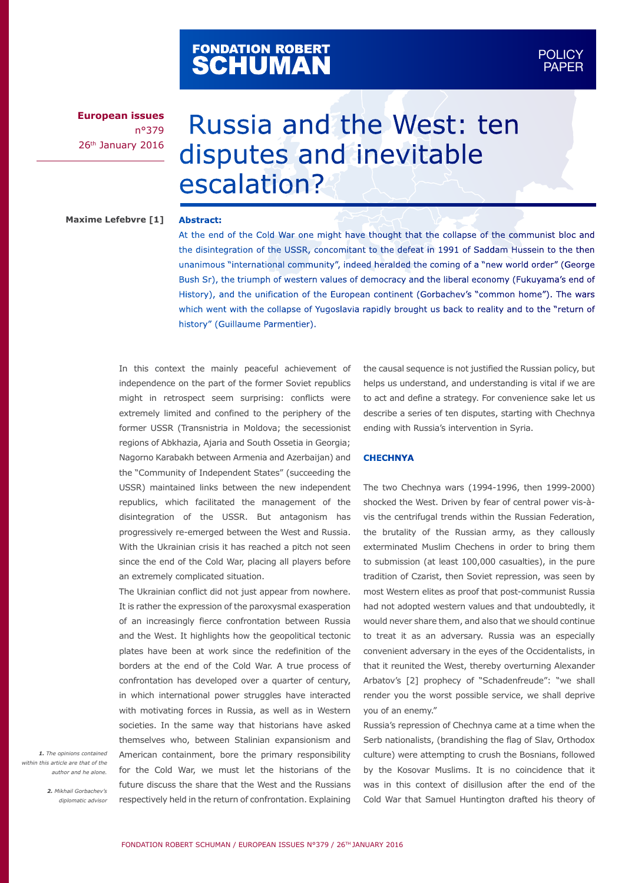European issues
n°379
26th January 2016

# Russia and the West: ten disputes and inevitable escalation?

Maxime Lefebvre [1]

**Abstract:**

At the end of the Cold War one might have thought that the collapse of the communist bloc and the disintegration of the USSR, concomitant to the defeat in 1991 of Saddam Hussein to the then unanimous "international community", indeed heralded the coming of a "new world order" (George Bush Sr), the triumph of western values of democracy and the liberal economy (Fukuyama's end of History), and the unification of the European continent (Gorbachev's "common home"). The wars which went with the collapse of Yugoslavia rapidly brought us back to reality and to the "return of history" (Guillaume Parmentier).

In this context the mainly peaceful achievement of independence on the part of the former Soviet republics might in retrospect seem surprising: conflicts were extremely limited and confined to the periphery of the former USSR (Transnistria in Moldova; the secessionist regions of Abkhazia, Ajaria and South Ossetia in Georgia; Nagorno Karabakh between Armenia and Azerbaijan) and the "Community of Independent States" (succeeding the USSR) maintained links between the new independent republics, which facilitated the management of the disintegration of the USSR. But antagonism has progressively re-emerged between the West and Russia. With the Ukrainian crisis it has reached a pitch not seen since the end of the Cold War, placing all players before an extremely complicated situation.

The Ukrainian conflict did not just appear from nowhere. It is rather the expression of the paroxysmal exasperation of an increasingly fierce confrontation between Russia and the West. It highlights how the geopolitical tectonic plates have been at work since the redefinition of the borders at the end of the Cold War. A true process of confrontation has developed over a quarter of century, in which international power struggles have interacted with motivating forces in Russia, as well as in Western societies. In the same way that historians have asked themselves who, between Stalinian expansionism and American containment, bore the primary responsibility for the Cold War, we must let the historians of the future discuss the share that the West and the Russians respectively held in the return of confrontation. Explaining the causal sequence is not justified the Russian policy, but helps us understand, and understanding is vital if we are to act and define a strategy. For convenience sake let us describe a series of ten disputes, starting with Chechnya ending with Russia's intervention in Syria.

## CHECHNYA

The two Chechnya wars (1994-1996, then 1999-2000) shocked the West. Driven by fear of central power vis-à-vis the centrifugal trends within the Russian Federation, the brutality of the Russian army, as they callously exterminated Muslim Chechens in order to bring them to submission (at least 100,000 casualties), in the pure tradition of Czarist, then Soviet repression, was seen by most Western elites as proof that post-communist Russia had not adopted western values and that undoubtedly, it would never share them, and also that we should continue to treat it as an adversary. Russia was an especially convenient adversary in the eyes of the Occidentalists, in that it reunited the West, thereby overturning Alexander Arbatov's [2] prophecy of "Schadenfreude": "we shall render you the worst possible service, we shall deprive you of an enemy."

Russia's repression of Chechnya came at a time when the Serb nationalists, (brandishing the flag of Slav, Orthodox culture) were attempting to crush the Bosnians, followed by the Kosovar Muslims. It is no coincidence that it was in this context of disillusion after the end of the Cold War that Samuel Huntington drafted his theory of

*1. The opinions contained within this article are that of the author and he alone.*

*2. Mikhail Gorbachev's diplomatic advisor*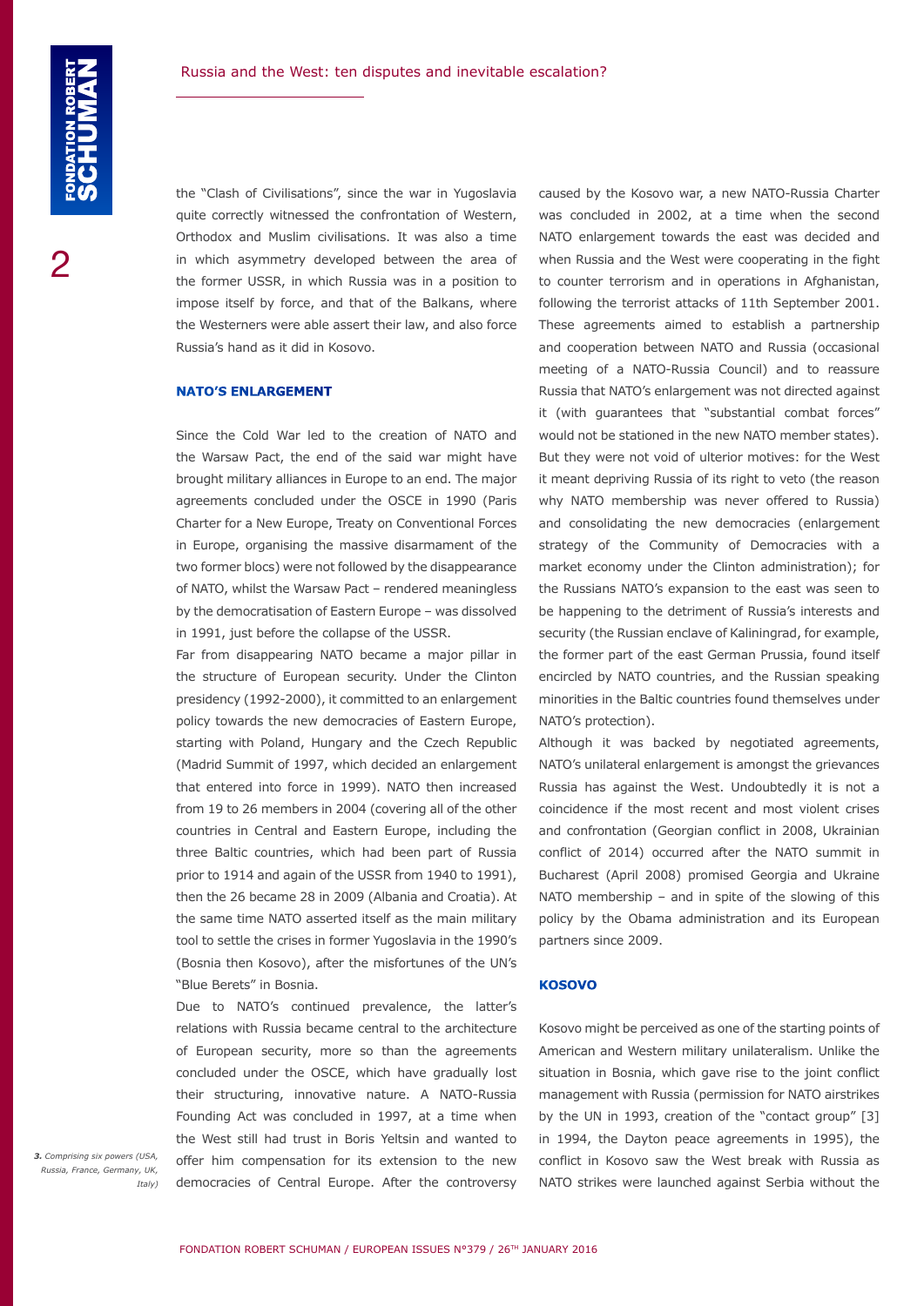the "Clash of Civilisations", since the war in Yugoslavia quite correctly witnessed the confrontation of Western, Orthodox and Muslim civilisations. It was also a time in which asymmetry developed between the area of the former USSR, in which Russia was in a position to impose itself by force, and that of the Balkans, where the Westerners were able assert their law, and also force Russia's hand as it did in Kosovo.

## NATO'S ENLARGEMENT

Since the Cold War led to the creation of NATO and the Warsaw Pact, the end of the said war might have brought military alliances in Europe to an end. The major agreements concluded under the OSCE in 1990 (Paris Charter for a New Europe, Treaty on Conventional Forces in Europe, organising the massive disarmament of the two former blocs) were not followed by the disappearance of NATO, whilst the Warsaw Pact – rendered meaningless by the democratisation of Eastern Europe – was dissolved in 1991, just before the collapse of the USSR.

Far from disappearing NATO became a major pillar in the structure of European security. Under the Clinton presidency (1992-2000), it committed to an enlargement policy towards the new democracies of Eastern Europe, starting with Poland, Hungary and the Czech Republic (Madrid Summit of 1997, which decided an enlargement that entered into force in 1999). NATO then increased from 19 to 26 members in 2004 (covering all of the other countries in Central and Eastern Europe, including the three Baltic countries, which had been part of Russia prior to 1914 and again of the USSR from 1940 to 1991), then the 26 became 28 in 2009 (Albania and Croatia). At the same time NATO asserted itself as the main military tool to settle the crises in former Yugoslavia in the 1990's (Bosnia then Kosovo), after the misfortunes of the UN's "Blue Berets" in Bosnia.

Due to NATO's continued prevalence, the latter's relations with Russia became central to the architecture of European security, more so than the agreements concluded under the OSCE, which have gradually lost their structuring, innovative nature. A NATO-Russia Founding Act was concluded in 1997, at a time when the West still had trust in Boris Yeltsin and wanted to offer him compensation for its extension to the new democracies of Central Europe. After the controversy caused by the Kosovo war, a new NATO-Russia Charter was concluded in 2002, at a time when the second NATO enlargement towards the east was decided and when Russia and the West were cooperating in the fight to counter terrorism and in operations in Afghanistan, following the terrorist attacks of 11th September 2001. These agreements aimed to establish a partnership and cooperation between NATO and Russia (occasional meeting of a NATO-Russia Council) and to reassure Russia that NATO's enlargement was not directed against it (with guarantees that "substantial combat forces" would not be stationed in the new NATO member states). But they were not void of ulterior motives: for the West it meant depriving Russia of its right to veto (the reason why NATO membership was never offered to Russia) and consolidating the new democracies (enlargement strategy of the Community of Democracies with a market economy under the Clinton administration); for the Russians NATO's expansion to the east was seen to be happening to the detriment of Russia's interests and security (the Russian enclave of Kaliningrad, for example, the former part of the east German Prussia, found itself encircled by NATO countries, and the Russian speaking minorities in the Baltic countries found themselves under NATO's protection).

Although it was backed by negotiated agreements, NATO's unilateral enlargement is amongst the grievances Russia has against the West. Undoubtedly it is not a coincidence if the most recent and most violent crises and confrontation (Georgian conflict in 2008, Ukrainian conflict of 2014) occurred after the NATO summit in Bucharest (April 2008) promised Georgia and Ukraine NATO membership – and in spite of the slowing of this policy by the Obama administration and its European partners since 2009.

## KOSOVO

Kosovo might be perceived as one of the starting points of American and Western military unilateralism. Unlike the situation in Bosnia, which gave rise to the joint conflict management with Russia (permission for NATO airstrikes by the UN in 1993, creation of the "contact group" [3] in 1994, the Dayton peace agreements in 1995), the conflict in Kosovo saw the West break with Russia as NATO strikes were launched against Serbia without the

*3. Comprising six powers (USA, Russia, France, Germany, UK, Italy)*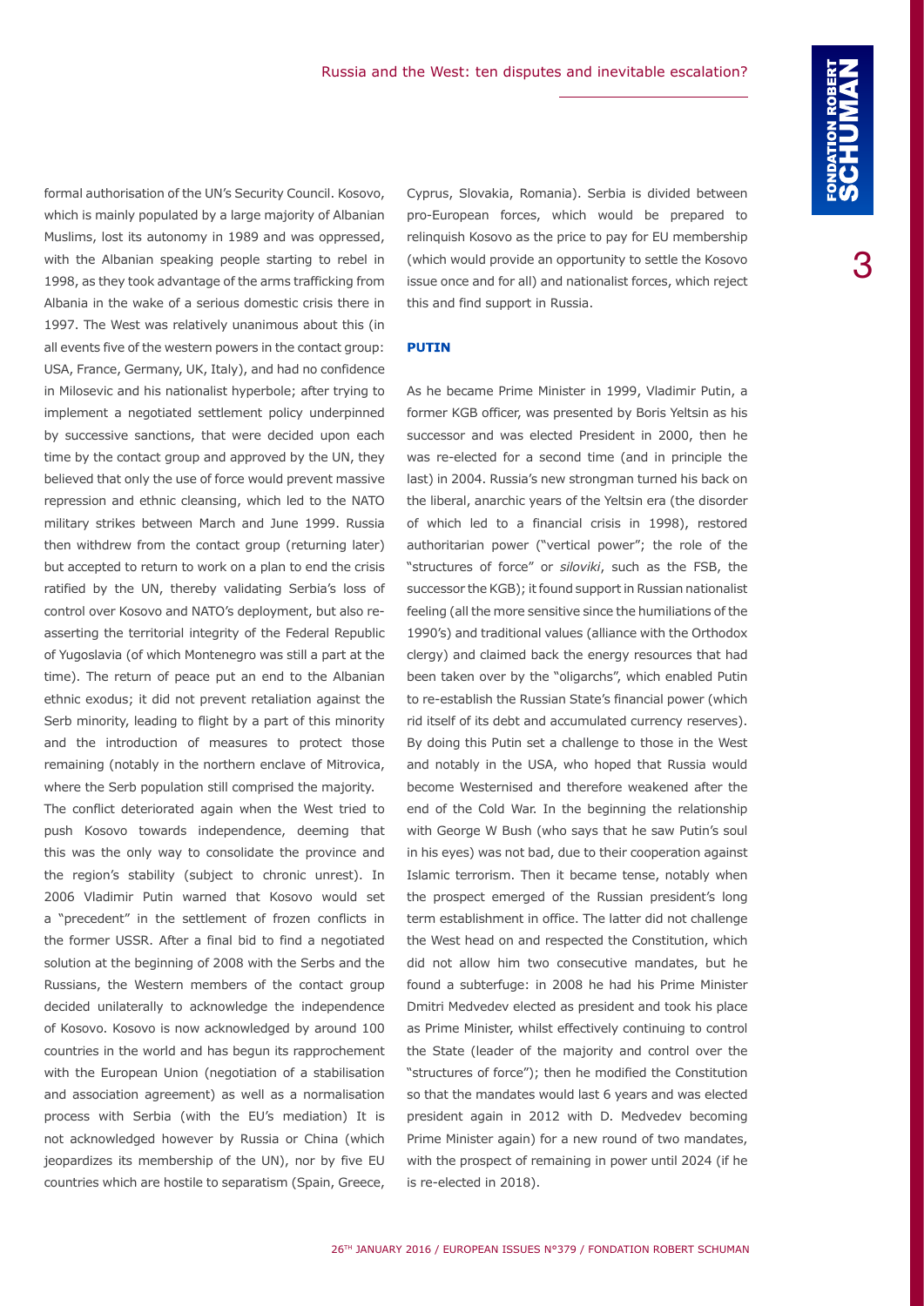formal authorisation of the UN's Security Council. Kosovo, which is mainly populated by a large majority of Albanian Muslims, lost its autonomy in 1989 and was oppressed, with the Albanian speaking people starting to rebel in 1998, as they took advantage of the arms trafficking from Albania in the wake of a serious domestic crisis there in 1997. The West was relatively unanimous about this (in all events five of the western powers in the contact group: USA, France, Germany, UK, Italy), and had no confidence in Milosevic and his nationalist hyperbole; after trying to implement a negotiated settlement policy underpinned by successive sanctions, that were decided upon each time by the contact group and approved by the UN, they believed that only the use of force would prevent massive repression and ethnic cleansing, which led to the NATO military strikes between March and June 1999. Russia then withdrew from the contact group (returning later) but accepted to return to work on a plan to end the crisis ratified by the UN, thereby validating Serbia's loss of control over Kosovo and NATO's deployment, but also re-asserting the territorial integrity of the Federal Republic of Yugoslavia (of which Montenegro was still a part at the time). The return of peace put an end to the Albanian ethnic exodus; it did not prevent retaliation against the Serb minority, leading to flight by a part of this minority and the introduction of measures to protect those remaining (notably in the northern enclave of Mitrovica, where the Serb population still comprised the majority.

The conflict deteriorated again when the West tried to push Kosovo towards independence, deeming that this was the only way to consolidate the province and the region's stability (subject to chronic unrest). In 2006 Vladimir Putin warned that Kosovo would set a "precedent" in the settlement of frozen conflicts in the former USSR. After a final bid to find a negotiated solution at the beginning of 2008 with the Serbs and the Russians, the Western members of the contact group decided unilaterally to acknowledge the independence of Kosovo. Kosovo is now acknowledged by around 100 countries in the world and has begun its rapprochement with the European Union (negotiation of a stabilisation and association agreement) as well as a normalisation process with Serbia (with the EU's mediation) It is not acknowledged however by Russia or China (which jeopardizes its membership of the UN), nor by five EU countries which are hostile to separatism (Spain, Greece, Cyprus, Slovakia, Romania). Serbia is divided between pro-European forces, which would be prepared to relinquish Kosovo as the price to pay for EU membership (which would provide an opportunity to settle the Kosovo issue once and for all) and nationalist forces, which reject this and find support in Russia.

### PUTIN

As he became Prime Minister in 1999, Vladimir Putin, a former KGB officer, was presented by Boris Yeltsin as his successor and was elected President in 2000, then he was re-elected for a second time (and in principle the last) in 2004. Russia's new strongman turned his back on the liberal, anarchic years of the Yeltsin era (the disorder of which led to a financial crisis in 1998), restored authoritarian power ("vertical power"; the role of the "structures of force" or *siloviki*, such as the FSB, the successor the KGB); it found support in Russian nationalist feeling (all the more sensitive since the humiliations of the 1990's) and traditional values (alliance with the Orthodox clergy) and claimed back the energy resources that had been taken over by the "oligarchs", which enabled Putin to re-establish the Russian State's financial power (which rid itself of its debt and accumulated currency reserves). By doing this Putin set a challenge to those in the West and notably in the USA, who hoped that Russia would become Westernised and therefore weakened after the end of the Cold War. In the beginning the relationship with George W Bush (who says that he saw Putin's soul in his eyes) was not bad, due to their cooperation against Islamic terrorism. Then it became tense, notably when the prospect emerged of the Russian president's long term establishment in office. The latter did not challenge the West head on and respected the Constitution, which did not allow him two consecutive mandates, but he found a subterfuge: in 2008 he had his Prime Minister Dmitri Medvedev elected as president and took his place as Prime Minister, whilst effectively continuing to control the State (leader of the majority and control over the "structures of force"); then he modified the Constitution so that the mandates would last 6 years and was elected president again in 2012 with D. Medvedev becoming Prime Minister again) for a new round of two mandates, with the prospect of remaining in power until 2024 (if he is re-elected in 2018).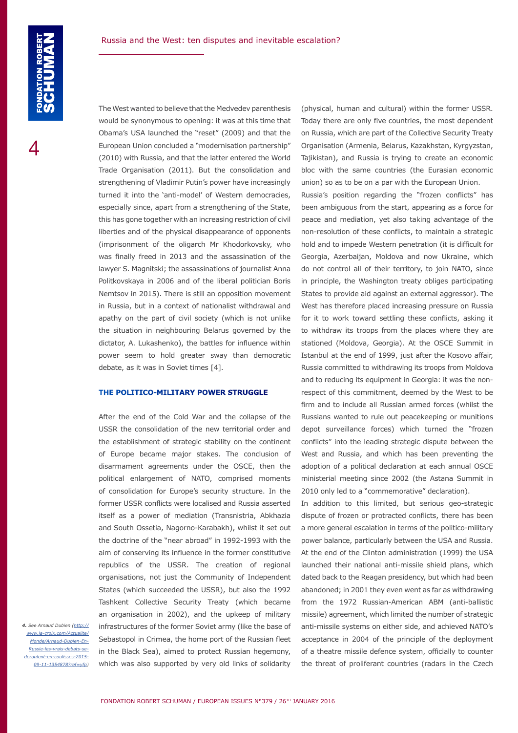The West wanted to believe that the Medvedev parenthesis would be synonymous to opening: it was at this time that Obama's USA launched the "reset" (2009) and that the European Union concluded a "modernisation partnership" (2010) with Russia, and that the latter entered the World Trade Organisation (2011). But the consolidation and strengthening of Vladimir Putin's power have increasingly turned it into the 'anti-model' of Western democracies, especially since, apart from a strengthening of the State, this has gone together with an increasing restriction of civil liberties and of the physical disappearance of opponents (imprisonment of the oligarch Mr Khodorkovsky, who was finally freed in 2013 and the assassination of the lawyer S. Magnitski; the assassinations of journalist Anna Politkovskaya in 2006 and of the liberal politician Boris Nemtsov in 2015). There is still an opposition movement in Russia, but in a context of nationalist withdrawal and apathy on the part of civil society (which is not unlike the situation in neighbouring Belarus governed by the dictator, A. Lukashenko), the battles for influence within power seem to hold greater sway than democratic debate, as it was in Soviet times [4].

### THE POLITICO-MILITARY POWER STRUGGLE

After the end of the Cold War and the collapse of the USSR the consolidation of the new territorial order and the establishment of strategic stability on the continent of Europe became major stakes. The conclusion of disarmament agreements under the OSCE, then the political enlargement of NATO, comprised moments of consolidation for Europe's security structure. In the former USSR conflicts were localised and Russia asserted itself as a power of mediation (Transnistria, Abkhazia and South Ossetia, Nagorno-Karabakh), whilst it set out the doctrine of the "near abroad" in 1992-1993 with the aim of conserving its influence in the former constitutive republics of the USSR. The creation of regional organisations, not just the Community of Independent States (which succeeded the USSR), but also the 1992 Tashkent Collective Security Treaty (which became an organisation in 2002), and the upkeep of military infrastructures of the former Soviet army (like the base of Sebastopol in Crimea, the home port of the Russian fleet in the Black Sea), aimed to protect Russian hegemony, which was also supported by very old links of solidarity (physical, human and cultural) within the former USSR. Today there are only five countries, the most dependent on Russia, which are part of the Collective Security Treaty Organisation (Armenia, Belarus, Kazakhstan, Kyrgyzstan, Tajikistan), and Russia is trying to create an economic bloc with the same countries (the Eurasian economic union) so as to be on a par with the European Union.

Russia's position regarding the "frozen conflicts" has been ambiguous from the start, appearing as a force for peace and mediation, yet also taking advantage of the non-resolution of these conflicts, to maintain a strategic hold and to impede Western penetration (it is difficult for Georgia, Azerbaijan, Moldova and now Ukraine, which do not control all of their territory, to join NATO, since in principle, the Washington treaty obliges participating States to provide aid against an external aggressor). The West has therefore placed increasing pressure on Russia for it to work toward settling these conflicts, asking it to withdraw its troops from the places where they are stationed (Moldova, Georgia). At the OSCE Summit in Istanbul at the end of 1999, just after the Kosovo affair, Russia committed to withdrawing its troops from Moldova and to reducing its equipment in Georgia: it was the non-respect of this commitment, deemed by the West to be firm and to include all Russian armed forces (whilst the Russians wanted to rule out peacekeeping or munitions depot surveillance forces) which turned the "frozen conflicts" into the leading strategic dispute between the West and Russia, and which has been preventing the adoption of a political declaration at each annual OSCE ministerial meeting since 2002 (the Astana Summit in 2010 only led to a "commemorative" declaration).

In addition to this limited, but serious geo-strategic dispute of frozen or protracted conflicts, there has been a more general escalation in terms of the politico-military power balance, particularly between the USA and Russia. At the end of the Clinton administration (1999) the USA launched their national anti-missile shield plans, which dated back to the Reagan presidency, but which had been abandoned; in 2001 they even went as far as withdrawing from the 1972 Russian-American ABM (anti-ballistic missile) agreement, which limited the number of strategic anti-missile systems on either side, and achieved NATO's acceptance in 2004 of the principle of the deployment of a theatre missile defence system, officially to counter the threat of proliferant countries (radars in the Czech

4. See Arnaud Dubien (http://www.la-croix.com/Actualite/Monde/Arnaud-Dubien-En-Russie-les-vrais-debats-se-deroulent-en-coulisses-2015-09-11-1354878?ref=yfp)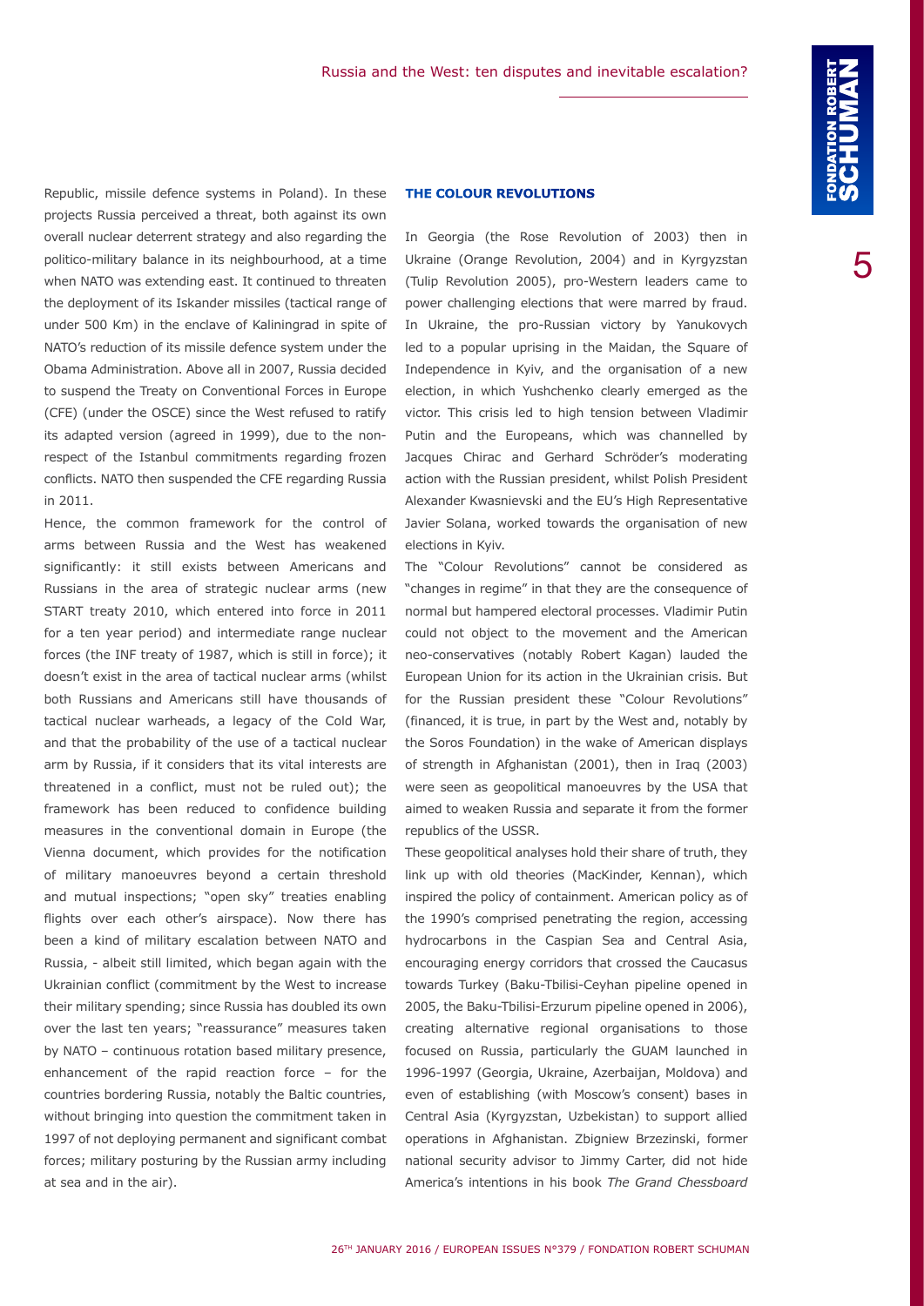Republic, missile defence systems in Poland). In these projects Russia perceived a threat, both against its own overall nuclear deterrent strategy and also regarding the politico-military balance in its neighbourhood, at a time when NATO was extending east. It continued to threaten the deployment of its Iskander missiles (tactical range of under 500 Km) in the enclave of Kaliningrad in spite of NATO's reduction of its missile defence system under the Obama Administration. Above all in 2007, Russia decided to suspend the Treaty on Conventional Forces in Europe (CFE) (under the OSCE) since the West refused to ratify its adapted version (agreed in 1999), due to the non-respect of the Istanbul commitments regarding frozen conflicts. NATO then suspended the CFE regarding Russia in 2011.

Hence, the common framework for the control of arms between Russia and the West has weakened significantly: it still exists between Americans and Russians in the area of strategic nuclear arms (new START treaty 2010, which entered into force in 2011 for a ten year period) and intermediate range nuclear forces (the INF treaty of 1987, which is still in force); it doesn't exist in the area of tactical nuclear arms (whilst both Russians and Americans still have thousands of tactical nuclear warheads, a legacy of the Cold War, and that the probability of the use of a tactical nuclear arm by Russia, if it considers that its vital interests are threatened in a conflict, must not be ruled out); the framework has been reduced to confidence building measures in the conventional domain in Europe (the Vienna document, which provides for the notification of military manoeuvres beyond a certain threshold and mutual inspections; "open sky" treaties enabling flights over each other's airspace). Now there has been a kind of military escalation between NATO and Russia, - albeit still limited, which began again with the Ukrainian conflict (commitment by the West to increase their military spending; since Russia has doubled its own over the last ten years; "reassurance" measures taken by NATO – continuous rotation based military presence, enhancement of the rapid reaction force – for the countries bordering Russia, notably the Baltic countries, without bringing into question the commitment taken in 1997 of not deploying permanent and significant combat forces; military posturing by the Russian army including at sea and in the air).

### THE COLOUR REVOLUTIONS

In Georgia (the Rose Revolution of 2003) then in Ukraine (Orange Revolution, 2004) and in Kyrgyzstan (Tulip Revolution 2005), pro-Western leaders came to power challenging elections that were marred by fraud. In Ukraine, the pro-Russian victory by Yanukovych led to a popular uprising in the Maidan, the Square of Independence in Kyiv, and the organisation of a new election, in which Yushchenko clearly emerged as the victor. This crisis led to high tension between Vladimir Putin and the Europeans, which was channelled by Jacques Chirac and Gerhard Schröder's moderating action with the Russian president, whilst Polish President Alexander Kwasnievski and the EU's High Representative Javier Solana, worked towards the organisation of new elections in Kyiv.

The "Colour Revolutions" cannot be considered as "changes in regime" in that they are the consequence of normal but hampered electoral processes. Vladimir Putin could not object to the movement and the American neo-conservatives (notably Robert Kagan) lauded the European Union for its action in the Ukrainian crisis. But for the Russian president these "Colour Revolutions" (financed, it is true, in part by the West and, notably by the Soros Foundation) in the wake of American displays of strength in Afghanistan (2001), then in Iraq (2003) were seen as geopolitical manoeuvres by the USA that aimed to weaken Russia and separate it from the former republics of the USSR.

These geopolitical analyses hold their share of truth, they link up with old theories (MacKinder, Kennan), which inspired the policy of containment. American policy as of the 1990's comprised penetrating the region, accessing hydrocarbons in the Caspian Sea and Central Asia, encouraging energy corridors that crossed the Caucasus towards Turkey (Baku-Tbilisi-Ceyhan pipeline opened in 2005, the Baku-Tbilisi-Erzurum pipeline opened in 2006), creating alternative regional organisations to those focused on Russia, particularly the GUAM launched in 1996-1997 (Georgia, Ukraine, Azerbaijan, Moldova) and even of establishing (with Moscow's consent) bases in Central Asia (Kyrgyzstan, Uzbekistan) to support allied operations in Afghanistan. Zbigniew Brzezinski, former national security advisor to Jimmy Carter, did not hide America's intentions in his book *The Grand Chessboard*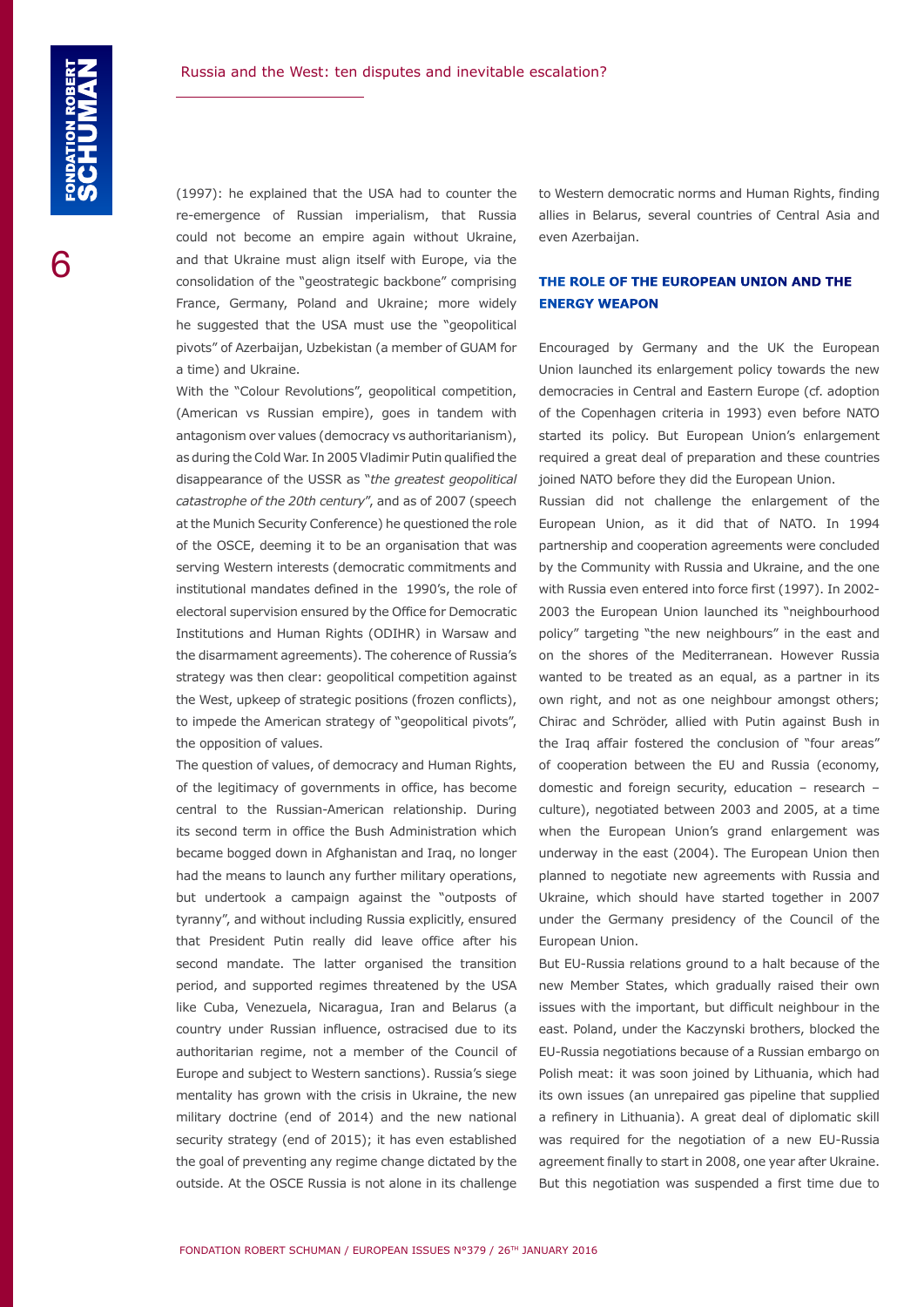(1997): he explained that the USA had to counter the re-emergence of Russian imperialism, that Russia could not become an empire again without Ukraine, and that Ukraine must align itself with Europe, via the consolidation of the "geostrategic backbone" comprising France, Germany, Poland and Ukraine; more widely he suggested that the USA must use the "geopolitical pivots" of Azerbaijan, Uzbekistan (a member of GUAM for a time) and Ukraine.

With the "Colour Revolutions", geopolitical competition, (American vs Russian empire), goes in tandem with antagonism over values (democracy vs authoritarianism), as during the Cold War. In 2005 Vladimir Putin qualified the disappearance of the USSR as "*the greatest geopolitical catastrophe of the 20th century*", and as of 2007 (speech at the Munich Security Conference) he questioned the role of the OSCE, deeming it to be an organisation that was serving Western interests (democratic commitments and institutional mandates defined in the 1990's, the role of electoral supervision ensured by the Office for Democratic Institutions and Human Rights (ODIHR) in Warsaw and the disarmament agreements). The coherence of Russia's strategy was then clear: geopolitical competition against the West, upkeep of strategic positions (frozen conflicts), to impede the American strategy of "geopolitical pivots", the opposition of values.

The question of values, of democracy and Human Rights, of the legitimacy of governments in office, has become central to the Russian-American relationship. During its second term in office the Bush Administration which became bogged down in Afghanistan and Iraq, no longer had the means to launch any further military operations, but undertook a campaign against the "outposts of tyranny", and without including Russia explicitly, ensured that President Putin really did leave office after his second mandate. The latter organised the transition period, and supported regimes threatened by the USA like Cuba, Venezuela, Nicaragua, Iran and Belarus (a country under Russian influence, ostracised due to its authoritarian regime, not a member of the Council of Europe and subject to Western sanctions). Russia's siege mentality has grown with the crisis in Ukraine, the new military doctrine (end of 2014) and the new national security strategy (end of 2015); it has even established the goal of preventing any regime change dictated by the outside. At the OSCE Russia is not alone in its challenge to Western democratic norms and Human Rights, finding allies in Belarus, several countries of Central Asia and even Azerbaijan.

## THE ROLE OF THE EUROPEAN UNION AND THE ENERGY WEAPON

Encouraged by Germany and the UK the European Union launched its enlargement policy towards the new democracies in Central and Eastern Europe (cf. adoption of the Copenhagen criteria in 1993) even before NATO started its policy. But European Union's enlargement required a great deal of preparation and these countries joined NATO before they did the European Union.

Russian did not challenge the enlargement of the European Union, as it did that of NATO. In 1994 partnership and cooperation agreements were concluded by the Community with Russia and Ukraine, and the one with Russia even entered into force first (1997). In 2002-2003 the European Union launched its "neighbourhood policy" targeting "the new neighbours" in the east and on the shores of the Mediterranean. However Russia wanted to be treated as an equal, as a partner in its own right, and not as one neighbour amongst others; Chirac and Schröder, allied with Putin against Bush in the Iraq affair fostered the conclusion of "four areas" of cooperation between the EU and Russia (economy, domestic and foreign security, education – research – culture), negotiated between 2003 and 2005, at a time when the European Union's grand enlargement was underway in the east (2004). The European Union then planned to negotiate new agreements with Russia and Ukraine, which should have started together in 2007 under the Germany presidency of the Council of the European Union.

But EU-Russia relations ground to a halt because of the new Member States, which gradually raised their own issues with the important, but difficult neighbour in the east. Poland, under the Kaczynski brothers, blocked the EU-Russia negotiations because of a Russian embargo on Polish meat: it was soon joined by Lithuania, which had its own issues (an unrepaired gas pipeline that supplied a refinery in Lithuania). A great deal of diplomatic skill was required for the negotiation of a new EU-Russia agreement finally to start in 2008, one year after Ukraine. But this negotiation was suspended a first time due to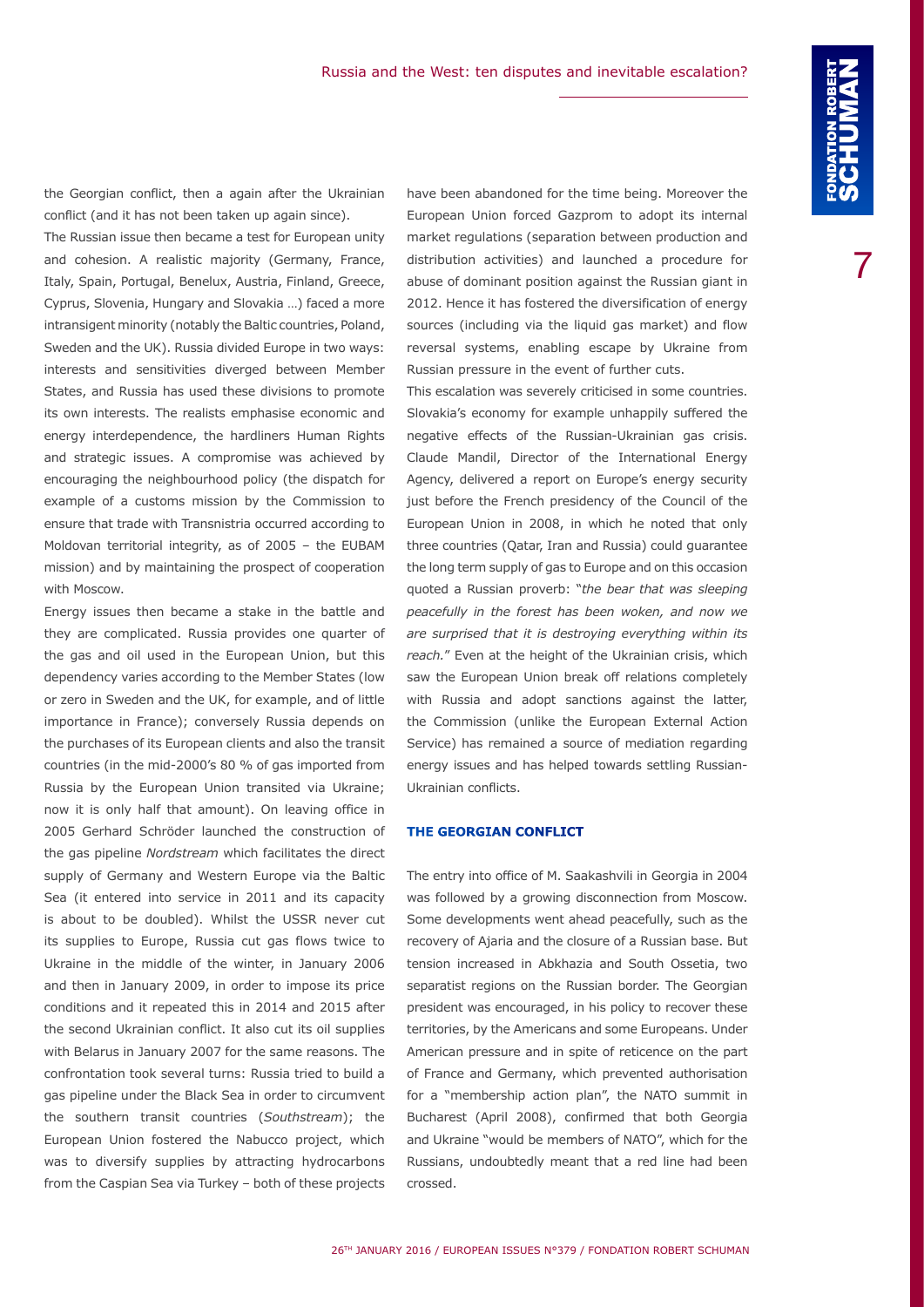the Georgian conflict, then a again after the Ukrainian conflict (and it has not been taken up again since).

The Russian issue then became a test for European unity and cohesion. A realistic majority (Germany, France, Italy, Spain, Portugal, Benelux, Austria, Finland, Greece, Cyprus, Slovenia, Hungary and Slovakia …) faced a more intransigent minority (notably the Baltic countries, Poland, Sweden and the UK). Russia divided Europe in two ways: interests and sensitivities diverged between Member States, and Russia has used these divisions to promote its own interests. The realists emphasise economic and energy interdependence, the hardliners Human Rights and strategic issues. A compromise was achieved by encouraging the neighbourhood policy (the dispatch for example of a customs mission by the Commission to ensure that trade with Transnistria occurred according to Moldovan territorial integrity, as of 2005 – the EUBAM mission) and by maintaining the prospect of cooperation with Moscow.

Energy issues then became a stake in the battle and they are complicated. Russia provides one quarter of the gas and oil used in the European Union, but this dependency varies according to the Member States (low or zero in Sweden and the UK, for example, and of little importance in France); conversely Russia depends on the purchases of its European clients and also the transit countries (in the mid-2000's 80 % of gas imported from Russia by the European Union transited via Ukraine; now it is only half that amount). On leaving office in 2005 Gerhard Schröder launched the construction of the gas pipeline *Nordstream* which facilitates the direct supply of Germany and Western Europe via the Baltic Sea (it entered into service in 2011 and its capacity is about to be doubled). Whilst the USSR never cut its supplies to Europe, Russia cut gas flows twice to Ukraine in the middle of the winter, in January 2006 and then in January 2009, in order to impose its price conditions and it repeated this in 2014 and 2015 after the second Ukrainian conflict. It also cut its oil supplies with Belarus in January 2007 for the same reasons. The confrontation took several turns: Russia tried to build a gas pipeline under the Black Sea in order to circumvent the southern transit countries (*Southstream*); the European Union fostered the Nabucco project, which was to diversify supplies by attracting hydrocarbons from the Caspian Sea via Turkey – both of these projects have been abandoned for the time being. Moreover the European Union forced Gazprom to adopt its internal market regulations (separation between production and distribution activities) and launched a procedure for abuse of dominant position against the Russian giant in 2012. Hence it has fostered the diversification of energy sources (including via the liquid gas market) and flow reversal systems, enabling escape by Ukraine from Russian pressure in the event of further cuts.

This escalation was severely criticised in some countries. Slovakia's economy for example unhappily suffered the negative effects of the Russian-Ukrainian gas crisis. Claude Mandil, Director of the International Energy Agency, delivered a report on Europe's energy security just before the French presidency of the Council of the European Union in 2008, in which he noted that only three countries (Qatar, Iran and Russia) could guarantee the long term supply of gas to Europe and on this occasion quoted a Russian proverb: "*the bear that was sleeping peacefully in the forest has been woken, and now we are surprised that it is destroying everything within its reach.*" Even at the height of the Ukrainian crisis, which saw the European Union break off relations completely with Russia and adopt sanctions against the latter, the Commission (unlike the European External Action Service) has remained a source of mediation regarding energy issues and has helped towards settling Russian-Ukrainian conflicts.

### THE GEORGIAN CONFLICT

The entry into office of M. Saakashvili in Georgia in 2004 was followed by a growing disconnection from Moscow. Some developments went ahead peacefully, such as the recovery of Ajaria and the closure of a Russian base. But tension increased in Abkhazia and South Ossetia, two separatist regions on the Russian border. The Georgian president was encouraged, in his policy to recover these territories, by the Americans and some Europeans. Under American pressure and in spite of reticence on the part of France and Germany, which prevented authorisation for a "membership action plan", the NATO summit in Bucharest (April 2008), confirmed that both Georgia and Ukraine "would be members of NATO", which for the Russians, undoubtedly meant that a red line had been crossed.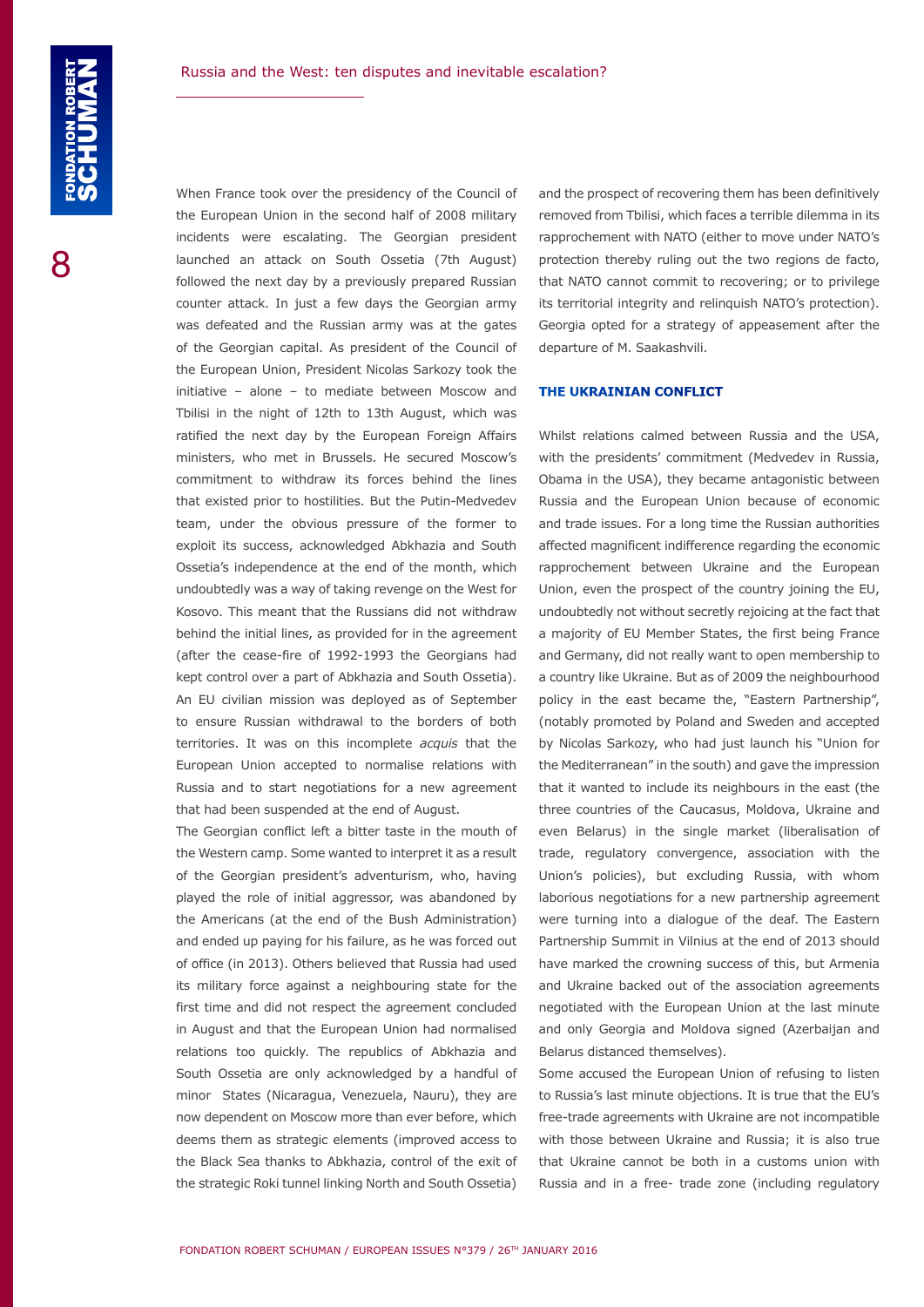When France took over the presidency of the Council of the European Union in the second half of 2008 military incidents were escalating. The Georgian president launched an attack on South Ossetia (7th August) followed the next day by a previously prepared Russian counter attack. In just a few days the Georgian army was defeated and the Russian army was at the gates of the Georgian capital. As president of the Council of the European Union, President Nicolas Sarkozy took the initiative – alone – to mediate between Moscow and Tbilisi in the night of 12th to 13th August, which was ratified the next day by the European Foreign Affairs ministers, who met in Brussels. He secured Moscow's commitment to withdraw its forces behind the lines that existed prior to hostilities. But the Putin-Medvedev team, under the obvious pressure of the former to exploit its success, acknowledged Abkhazia and South Ossetia's independence at the end of the month, which undoubtedly was a way of taking revenge on the West for Kosovo. This meant that the Russians did not withdraw behind the initial lines, as provided for in the agreement (after the cease-fire of 1992-1993 the Georgians had kept control over a part of Abkhazia and South Ossetia). An EU civilian mission was deployed as of September to ensure Russian withdrawal to the borders of both territories. It was on this incomplete *acquis* that the European Union accepted to normalise relations with Russia and to start negotiations for a new agreement that had been suspended at the end of August.

The Georgian conflict left a bitter taste in the mouth of the Western camp. Some wanted to interpret it as a result of the Georgian president's adventurism, who, having played the role of initial aggressor, was abandoned by the Americans (at the end of the Bush Administration) and ended up paying for his failure, as he was forced out of office (in 2013). Others believed that Russia had used its military force against a neighbouring state for the first time and did not respect the agreement concluded in August and that the European Union had normalised relations too quickly. The republics of Abkhazia and South Ossetia are only acknowledged by a handful of minor States (Nicaragua, Venezuela, Nauru), they are now dependent on Moscow more than ever before, which deems them as strategic elements (improved access to the Black Sea thanks to Abkhazia, control of the exit of the strategic Roki tunnel linking North and South Ossetia) and the prospect of recovering them has been definitively removed from Tbilisi, which faces a terrible dilemma in its rapprochement with NATO (either to move under NATO's protection thereby ruling out the two regions de facto, that NATO cannot commit to recovering; or to privilege its territorial integrity and relinquish NATO's protection). Georgia opted for a strategy of appeasement after the departure of M. Saakashvili.

## THE UKRAINIAN CONFLICT

Whilst relations calmed between Russia and the USA, with the presidents' commitment (Medvedev in Russia, Obama in the USA), they became antagonistic between Russia and the European Union because of economic and trade issues. For a long time the Russian authorities affected magnificent indifference regarding the economic rapprochement between Ukraine and the European Union, even the prospect of the country joining the EU, undoubtedly not without secretly rejoicing at the fact that a majority of EU Member States, the first being France and Germany, did not really want to open membership to a country like Ukraine. But as of 2009 the neighbourhood policy in the east became the, "Eastern Partnership", (notably promoted by Poland and Sweden and accepted by Nicolas Sarkozy, who had just launch his "Union for the Mediterranean" in the south) and gave the impression that it wanted to include its neighbours in the east (the three countries of the Caucasus, Moldova, Ukraine and even Belarus) in the single market (liberalisation of trade, regulatory convergence, association with the Union's policies), but excluding Russia, with whom laborious negotiations for a new partnership agreement were turning into a dialogue of the deaf. The Eastern Partnership Summit in Vilnius at the end of 2013 should have marked the crowning success of this, but Armenia and Ukraine backed out of the association agreements negotiated with the European Union at the last minute and only Georgia and Moldova signed (Azerbaijan and Belarus distanced themselves).

Some accused the European Union of refusing to listen to Russia's last minute objections. It is true that the EU's free-trade agreements with Ukraine are not incompatible with those between Ukraine and Russia; it is also true that Ukraine cannot be both in a customs union with Russia and in a free- trade zone (including regulatory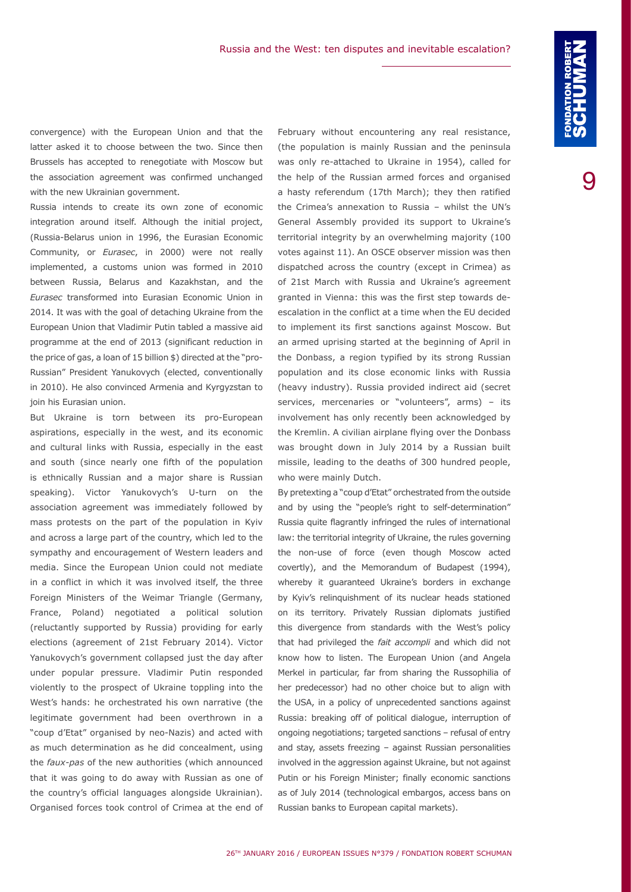convergence) with the European Union and that the latter asked it to choose between the two. Since then Brussels has accepted to renegotiate with Moscow but the association agreement was confirmed unchanged with the new Ukrainian government.

Russia intends to create its own zone of economic integration around itself. Although the initial project, (Russia-Belarus union in 1996, the Eurasian Economic Community, or *Eurasec*, in 2000) were not really implemented, a customs union was formed in 2010 between Russia, Belarus and Kazakhstan, and the *Eurasec* transformed into Eurasian Economic Union in 2014. It was with the goal of detaching Ukraine from the European Union that Vladimir Putin tabled a massive aid programme at the end of 2013 (significant reduction in the price of gas, a loan of 15 billion $) directed at the "pro-Russian" President Yanukovych (elected, conventionally in 2010). He also convinced Armenia and Kyrgyzstan to join his Eurasian union.

But Ukraine is torn between its pro-European aspirations, especially in the west, and its economic and cultural links with Russia, especially in the east and south (since nearly one fifth of the population is ethnically Russian and a major share is Russian speaking). Victor Yanukovych's U-turn on the association agreement was immediately followed by mass protests on the part of the population in Kyiv and across a large part of the country, which led to the sympathy and encouragement of Western leaders and media. Since the European Union could not mediate in a conflict in which it was involved itself, the three Foreign Ministers of the Weimar Triangle (Germany, France, Poland) negotiated a political solution (reluctantly supported by Russia) providing for early elections (agreement of 21st February 2014). Victor Yanukovych's government collapsed just the day after under popular pressure. Vladimir Putin responded violently to the prospect of Ukraine toppling into the West's hands: he orchestrated his own narrative (the legitimate government had been overthrown in a "coup d'Etat" organised by neo-Nazis) and acted with as much determination as he did concealment, using the *faux-pas* of the new authorities (which announced that it was going to do away with Russian as one of the country's official languages alongside Ukrainian). Organised forces took control of Crimea at the end of February without encountering any real resistance, (the population is mainly Russian and the peninsula was only re-attached to Ukraine in 1954), called for the help of the Russian armed forces and organised a hasty referendum (17th March); they then ratified the Crimea's annexation to Russia – whilst the UN's General Assembly provided its support to Ukraine's territorial integrity by an overwhelming majority (100 votes against 11). An OSCE observer mission was then dispatched across the country (except in Crimea) as of 21st March with Russia and Ukraine's agreement granted in Vienna: this was the first step towards de-escalation in the conflict at a time when the EU decided to implement its first sanctions against Moscow. But an armed uprising started at the beginning of April in the Donbass, a region typified by its strong Russian population and its close economic links with Russia (heavy industry). Russia provided indirect aid (secret services, mercenaries or "volunteers", arms) – its involvement has only recently been acknowledged by the Kremlin. A civilian airplane flying over the Donbass was brought down in July 2014 by a Russian built missile, leading to the deaths of 300 hundred people, who were mainly Dutch.

By pretexting a "coup d'Etat" orchestrated from the outside and by using the "people's right to self-determination" Russia quite flagrantly infringed the rules of international law: the territorial integrity of Ukraine, the rules governing the non-use of force (even though Moscow acted covertly), and the Memorandum of Budapest (1994), whereby it guaranteed Ukraine's borders in exchange by Kyiv's relinquishment of its nuclear heads stationed on its territory. Privately Russian diplomats justified this divergence from standards with the West's policy that had privileged the *fait accompli* and which did not know how to listen. The European Union (and Angela Merkel in particular, far from sharing the Russophilia of her predecessor) had no other choice but to align with the USA, in a policy of unprecedented sanctions against Russia: breaking off of political dialogue, interruption of ongoing negotiations; targeted sanctions – refusal of entry and stay, assets freezing – against Russian personalities involved in the aggression against Ukraine, but not against Putin or his Foreign Minister; finally economic sanctions as of July 2014 (technological embargos, access bans on Russian banks to European capital markets).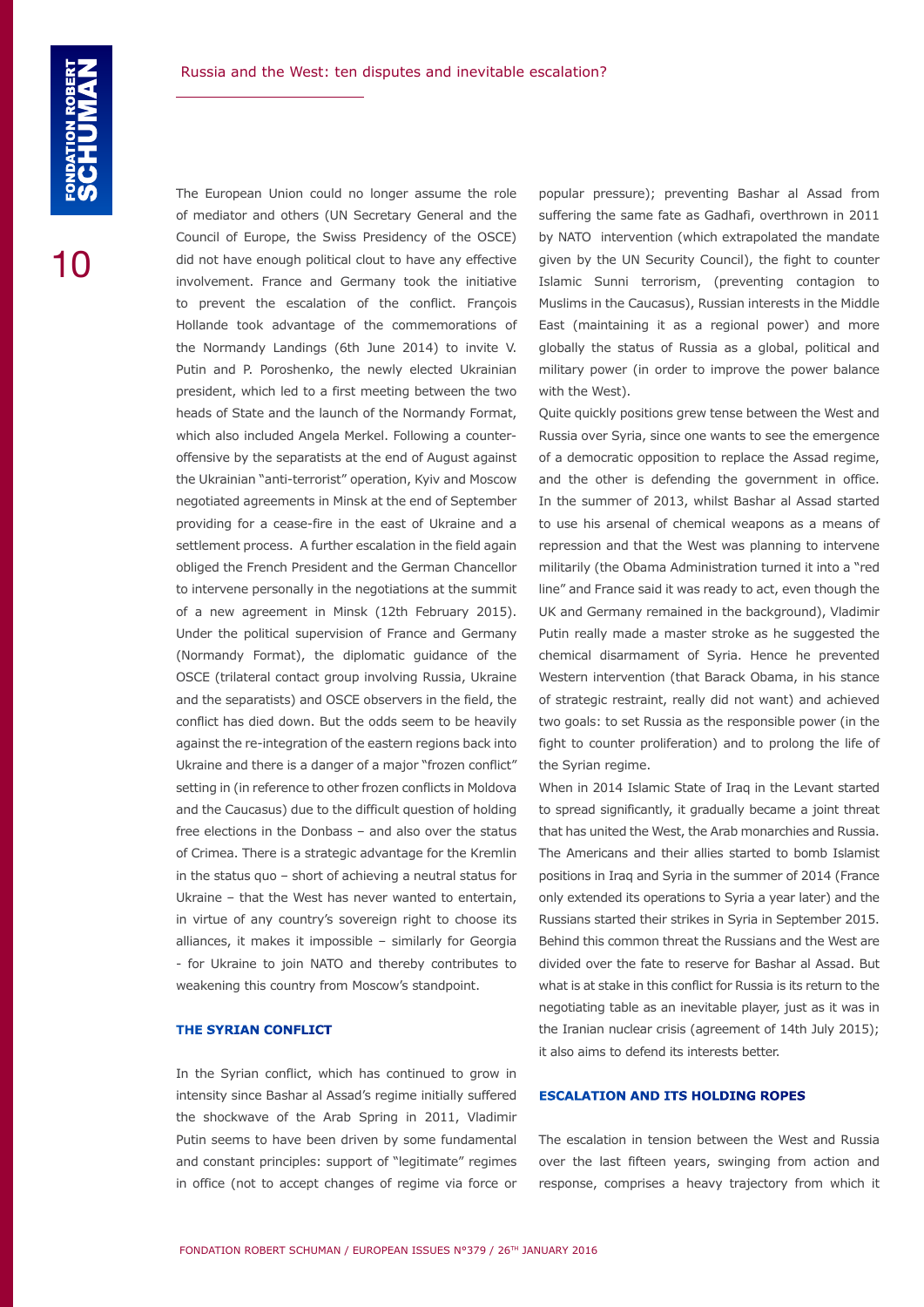The European Union could no longer assume the role of mediator and others (UN Secretary General and the Council of Europe, the Swiss Presidency of the OSCE) did not have enough political clout to have any effective involvement. France and Germany took the initiative to prevent the escalation of the conflict. François Hollande took advantage of the commemorations of the Normandy Landings (6th June 2014) to invite V. Putin and P. Poroshenko, the newly elected Ukrainian president, which led to a first meeting between the two heads of State and the launch of the Normandy Format, which also included Angela Merkel. Following a counter-offensive by the separatists at the end of August against the Ukrainian "anti-terrorist" operation, Kyiv and Moscow negotiated agreements in Minsk at the end of September providing for a cease-fire in the east of Ukraine and a settlement process. A further escalation in the field again obliged the French President and the German Chancellor to intervene personally in the negotiations at the summit of a new agreement in Minsk (12th February 2015). Under the political supervision of France and Germany (Normandy Format), the diplomatic guidance of the OSCE (trilateral contact group involving Russia, Ukraine and the separatists) and OSCE observers in the field, the conflict has died down. But the odds seem to be heavily against the re-integration of the eastern regions back into Ukraine and there is a danger of a major "frozen conflict" setting in (in reference to other frozen conflicts in Moldova and the Caucasus) due to the difficult question of holding free elections in the Donbass – and also over the status of Crimea. There is a strategic advantage for the Kremlin in the status quo – short of achieving a neutral status for Ukraine – that the West has never wanted to entertain, in virtue of any country's sovereign right to choose its alliances, it makes it impossible – similarly for Georgia - for Ukraine to join NATO and thereby contributes to weakening this country from Moscow's standpoint.

### THE SYRIAN CONFLICT

In the Syrian conflict, which has continued to grow in intensity since Bashar al Assad's regime initially suffered the shockwave of the Arab Spring in 2011, Vladimir Putin seems to have been driven by some fundamental and constant principles: support of "legitimate" regimes in office (not to accept changes of regime via force or popular pressure); preventing Bashar al Assad from suffering the same fate as Gadhafi, overthrown in 2011 by NATO intervention (which extrapolated the mandate given by the UN Security Council), the fight to counter Islamic Sunni terrorism, (preventing contagion to Muslims in the Caucasus), Russian interests in the Middle East (maintaining it as a regional power) and more globally the status of Russia as a global, political and military power (in order to improve the power balance with the West).

Quite quickly positions grew tense between the West and Russia over Syria, since one wants to see the emergence of a democratic opposition to replace the Assad regime, and the other is defending the government in office. In the summer of 2013, whilst Bashar al Assad started to use his arsenal of chemical weapons as a means of repression and that the West was planning to intervene militarily (the Obama Administration turned it into a "red line" and France said it was ready to act, even though the UK and Germany remained in the background), Vladimir Putin really made a master stroke as he suggested the chemical disarmament of Syria. Hence he prevented Western intervention (that Barack Obama, in his stance of strategic restraint, really did not want) and achieved two goals: to set Russia as the responsible power (in the fight to counter proliferation) and to prolong the life of the Syrian regime.

When in 2014 Islamic State of Iraq in the Levant started to spread significantly, it gradually became a joint threat that has united the West, the Arab monarchies and Russia. The Americans and their allies started to bomb Islamist positions in Iraq and Syria in the summer of 2014 (France only extended its operations to Syria a year later) and the Russians started their strikes in Syria in September 2015. Behind this common threat the Russians and the West are divided over the fate to reserve for Bashar al Assad. But what is at stake in this conflict for Russia is its return to the negotiating table as an inevitable player, just as it was in the Iranian nuclear crisis (agreement of 14th July 2015); it also aims to defend its interests better.

### ESCALATION AND ITS HOLDING ROPES

The escalation in tension between the West and Russia over the last fifteen years, swinging from action and response, comprises a heavy trajectory from which it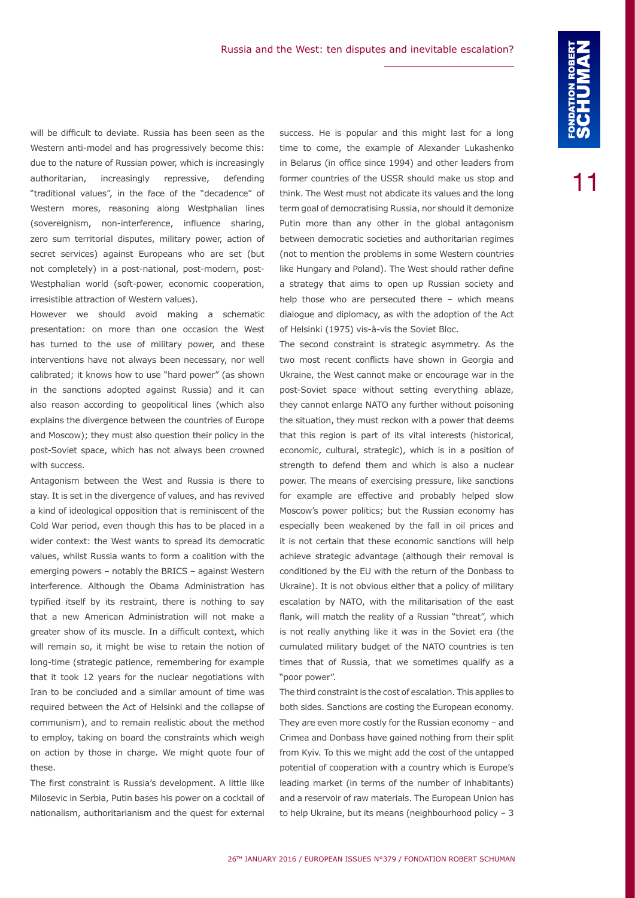will be difficult to deviate. Russia has been seen as the Western anti-model and has progressively become this: due to the nature of Russian power, which is increasingly authoritarian, increasingly repressive, defending "traditional values", in the face of the "decadence" of Western mores, reasoning along Westphalian lines (sovereignism, non-interference, influence sharing, zero sum territorial disputes, military power, action of secret services) against Europeans who are set (but not completely) in a post-national, post-modern, post-Westphalian world (soft-power, economic cooperation, irresistible attraction of Western values).

However we should avoid making a schematic presentation: on more than one occasion the West has turned to the use of military power, and these interventions have not always been necessary, nor well calibrated; it knows how to use "hard power" (as shown in the sanctions adopted against Russia) and it can also reason according to geopolitical lines (which also explains the divergence between the countries of Europe and Moscow); they must also question their policy in the post-Soviet space, which has not always been crowned with success.

Antagonism between the West and Russia is there to stay. It is set in the divergence of values, and has revived a kind of ideological opposition that is reminiscent of the Cold War period, even though this has to be placed in a wider context: the West wants to spread its democratic values, whilst Russia wants to form a coalition with the emerging powers – notably the BRICS – against Western interference. Although the Obama Administration has typified itself by its restraint, there is nothing to say that a new American Administration will not make a greater show of its muscle. In a difficult context, which will remain so, it might be wise to retain the notion of long-time (strategic patience, remembering for example that it took 12 years for the nuclear negotiations with Iran to be concluded and a similar amount of time was required between the Act of Helsinki and the collapse of communism), and to remain realistic about the method to employ, taking on board the constraints which weigh on action by those in charge. We might quote four of these.

The first constraint is Russia's development. A little like Milosevic in Serbia, Putin bases his power on a cocktail of nationalism, authoritarianism and the quest for external success. He is popular and this might last for a long time to come, the example of Alexander Lukashenko in Belarus (in office since 1994) and other leaders from former countries of the USSR should make us stop and think. The West must not abdicate its values and the long term goal of democratising Russia, nor should it demonize Putin more than any other in the global antagonism between democratic societies and authoritarian regimes (not to mention the problems in some Western countries like Hungary and Poland). The West should rather define a strategy that aims to open up Russian society and help those who are persecuted there – which means dialogue and diplomacy, as with the adoption of the Act of Helsinki (1975) vis-à-vis the Soviet Bloc.

The second constraint is strategic asymmetry. As the two most recent conflicts have shown in Georgia and Ukraine, the West cannot make or encourage war in the post-Soviet space without setting everything ablaze, they cannot enlarge NATO any further without poisoning the situation, they must reckon with a power that deems that this region is part of its vital interests (historical, economic, cultural, strategic), which is in a position of strength to defend them and which is also a nuclear power. The means of exercising pressure, like sanctions for example are effective and probably helped slow Moscow's power politics; but the Russian economy has especially been weakened by the fall in oil prices and it is not certain that these economic sanctions will help achieve strategic advantage (although their removal is conditioned by the EU with the return of the Donbass to Ukraine). It is not obvious either that a policy of military escalation by NATO, with the militarisation of the east flank, will match the reality of a Russian "threat", which is not really anything like it was in the Soviet era (the cumulated military budget of the NATO countries is ten times that of Russia, that we sometimes qualify as a "poor power".

The third constraint is the cost of escalation. This applies to both sides. Sanctions are costing the European economy. They are even more costly for the Russian economy – and Crimea and Donbass have gained nothing from their split from Kyiv. To this we might add the cost of the untapped potential of cooperation with a country which is Europe's leading market (in terms of the number of inhabitants) and a reservoir of raw materials. The European Union has to help Ukraine, but its means (neighbourhood policy – 3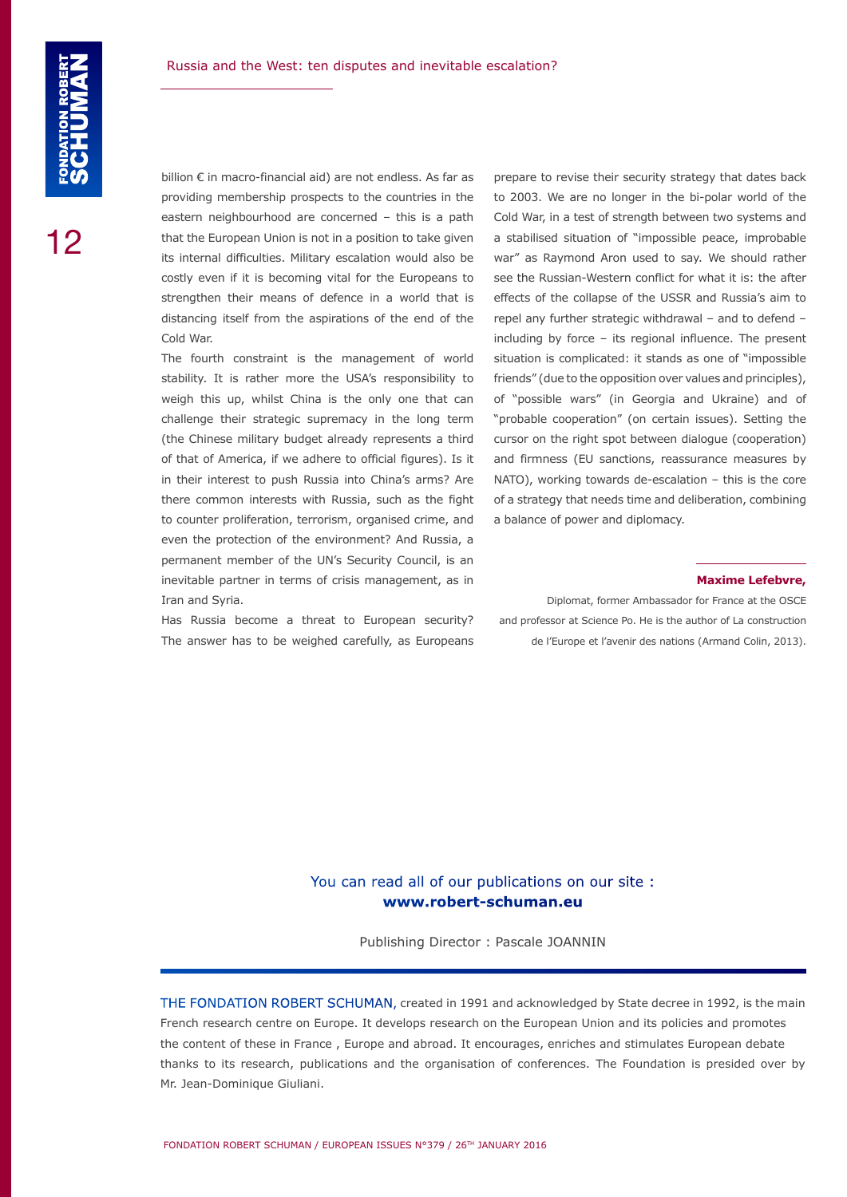billion € in macro-financial aid) are not endless. As far as providing membership prospects to the countries in the eastern neighbourhood are concerned – this is a path that the European Union is not in a position to take given its internal difficulties. Military escalation would also be costly even if it is becoming vital for the Europeans to strengthen their means of defence in a world that is distancing itself from the aspirations of the end of the Cold War.

The fourth constraint is the management of world stability. It is rather more the USA's responsibility to weigh this up, whilst China is the only one that can challenge their strategic supremacy in the long term (the Chinese military budget already represents a third of that of America, if we adhere to official figures). Is it in their interest to push Russia into China's arms? Are there common interests with Russia, such as the fight to counter proliferation, terrorism, organised crime, and even the protection of the environment? And Russia, a permanent member of the UN's Security Council, is an inevitable partner in terms of crisis management, as in Iran and Syria.

Has Russia become a threat to European security? The answer has to be weighed carefully, as Europeans prepare to revise their security strategy that dates back to 2003. We are no longer in the bi-polar world of the Cold War, in a test of strength between two systems and a stabilised situation of "impossible peace, improbable war" as Raymond Aron used to say. We should rather see the Russian-Western conflict for what it is: the after effects of the collapse of the USSR and Russia's aim to repel any further strategic withdrawal – and to defend – including by force – its regional influence. The present situation is complicated: it stands as one of "impossible friends" (due to the opposition over values and principles), of "possible wars" (in Georgia and Ukraine) and of "probable cooperation" (on certain issues). Setting the cursor on the right spot between dialogue (cooperation) and firmness (EU sanctions, reassurance measures by NATO), working towards de-escalation – this is the core of a strategy that needs time and deliberation, combining a balance of power and diplomacy.

**Maxime Lefebvre,**

Diplomat, former Ambassador for France at the OSCE and professor at Science Po. He is the author of La construction de l'Europe et l'avenir des nations (Armand Colin, 2013).

You can read all of our publications on our site :
**www.robert-schuman.eu**

Publishing Director : Pascale JOANNIN

THE FONDATION ROBERT SCHUMAN, created in 1991 and acknowledged by State decree in 1992, is the main French research centre on Europe. It develops research on the European Union and its policies and promotes the content of these in France , Europe and abroad. It encourages, enriches and stimulates European debate thanks to its research, publications and the organisation of conferences. The Foundation is presided over by Mr. Jean-Dominique Giuliani.